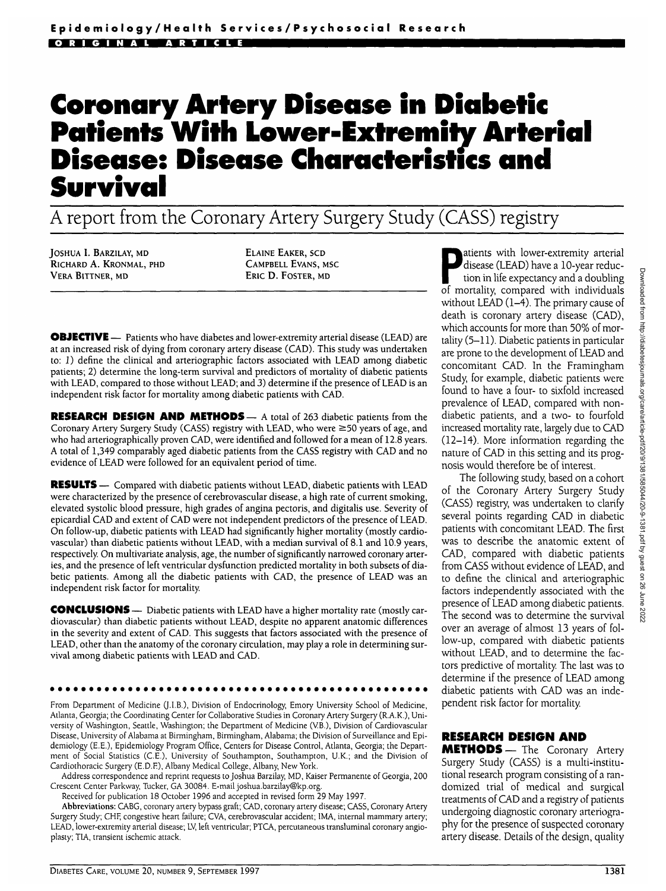Epidemiology/Health Services/Psychosocial Research

ORIGINAL ARTICLE

# Coronary Artery Disease in Diabetic Patients With Lower-Extremity Arterial Disease: Disease Characteristics and Survival

## A report from the Coronary Artery Surgery Study (CASS) registry

JOSHUA I. BARZILAY, MD
RICHARD A. KRONMAL, PHD
VERA BITTNER, MD
ELAINE EAKER, SCD
CAMPBELL EVANS, MSC
ERIC D. FOSTER, MD

**OBJECTIVE** — Patients who have diabetes and lower-extremity arterial disease (LEAD) are at an increased risk of dying from coronary artery disease (CAD). This study was undertaken to: 1) define the clinical and arteriographic factors associated with LEAD among diabetic patients; 2) determine the long-term survival and predictors of mortality of diabetic patients with LEAD, compared to those without LEAD; and 3) determine if the presence of LEAD is an independent risk factor for mortality among diabetic patients with CAD.

**RESEARCH DESIGN AND METHODS** — A total of 263 diabetic patients from the Coronary Artery Surgery Study (CASS) registry with LEAD, who were ≥50 years of age, and who had arteriographically proven CAD, were identified and followed for a mean of 12.8 years. A total of 1,349 comparably aged diabetic patients from the CASS registry with CAD and no evidence of LEAD were followed for an equivalent period of time.

**RESULTS** — Compared with diabetic patients without LEAD, diabetic patients with LEAD were characterized by the presence of cerebrovascular disease, a high rate of current smoking, elevated systolic blood pressure, high grades of angina pectoris, and digitalis use. Severity of epicardial CAD and extent of CAD were not independent predictors of the presence of LEAD. On follow-up, diabetic patients with LEAD had significantly higher mortality (mostly cardiovascular) than diabetic patients without LEAD, with a median survival of 8.1 and 10.9 years, respectively. On multivariate analysis, age, the number of significantly narrowed coronary arteries, and the presence of left ventricular dysfunction predicted mortality in both subsets of diabetic patients. Among all the diabetic patients with CAD, the presence of LEAD was an independent risk factor for mortality.

**CONCLUSIONS** — Diabetic patients with LEAD have a higher mortality rate (mostly cardiovascular) than diabetic patients without LEAD, despite no apparent anatomic differences in the severity and extent of CAD. This suggests that factors associated with the presence of LEAD, other than the anatomy of the coronary circulation, may play a role in determining survival among diabetic patients with LEAD and CAD.

From Department of Medicine (J.I.B.), Division of Endocrinology, Emory University School of Medicine, Atlanta, Georgia; the Coordinating Center for Collaborative Studies in Coronary Artery Surgery (R.A.K.), University of Washington, Seattle, Washington; the Department of Medicine (V.B.), Division of Cardiovascular Disease, University of Alabama at Birmingham, Birmingham, Alabama; the Division of Surveillance and Epidemiology (E.E.), Epidemiology Program Office, Centers for Disease Control, Atlanta, Georgia; the Department of Social Statistics (C.E.), University of Southampton, Southampton, U.K.; and the Division of Cardiothoracic Surgery (E.D.F.), Albany Medical College, Albany, New York.

Address correspondence and reprint requests to Joshua Barzilay, MD, Kaiser Permanente of Georgia, 200 Crescent Center Parkway, Tucker, GA 30084. E-mail joshua.barzilay@kp.org.

Received for publication 18 October 1996 and accepted in revised form 29 May 1997.

Abbreviations: CABG, coronary artery bypass graft; CAD, coronary artery disease; CASS, Coronary Artery Surgery Study; CHF, congestive heart failure; CVA, cerebrovascular accident; IMA, internal mammary artery; LEAD, lower-extremity arterial disease; LV, left ventricular; PTCA, percutaneous transluminal coronary angioplasty; TIA, transient ischemic attack.

Patients with lower-extremity arterial disease (LEAD) have a 10-year reduction in life expectancy and a doubling of mortality, compared with individuals without LEAD (1–4). The primary cause of death is coronary artery disease (CAD), which accounts for more than 50% of mortality (5–11). Diabetic patients in particular are prone to the development of LEAD and concomitant CAD. In the Framingham Study, for example, diabetic patients were found to have a four- to sixfold increased prevalence of LEAD, compared with nondiabetic patients, and a two- to fourfold increased mortality rate, largely due to CAD (12–14). More information regarding the nature of CAD in this setting and its prognosis would therefore be of interest.

The following study, based on a cohort of the Coronary Artery Surgery Study (CASS) registry, was undertaken to clarify several points regarding CAD in diabetic patients with concomitant LEAD. The first was to describe the anatomic extent of CAD, compared with diabetic patients from CASS without evidence of LEAD, and to define the clinical and arteriographic factors independently associated with the presence of LEAD among diabetic patients. The second was to determine the survival over an average of almost 13 years of follow-up, compared with diabetic patients without LEAD, and to determine the factors predictive of mortality. The last was to determine if the presence of LEAD among diabetic patients with CAD was an independent risk factor for mortality.

## RESEARCH DESIGN AND METHODS

— The Coronary Artery Surgery Study (CASS) is a multi-institutional research program consisting of a randomized trial of medical and surgical treatments of CAD and a registry of patients undergoing diagnostic coronary arteriography for the presence of suspected coronary artery disease. Details of the design, quality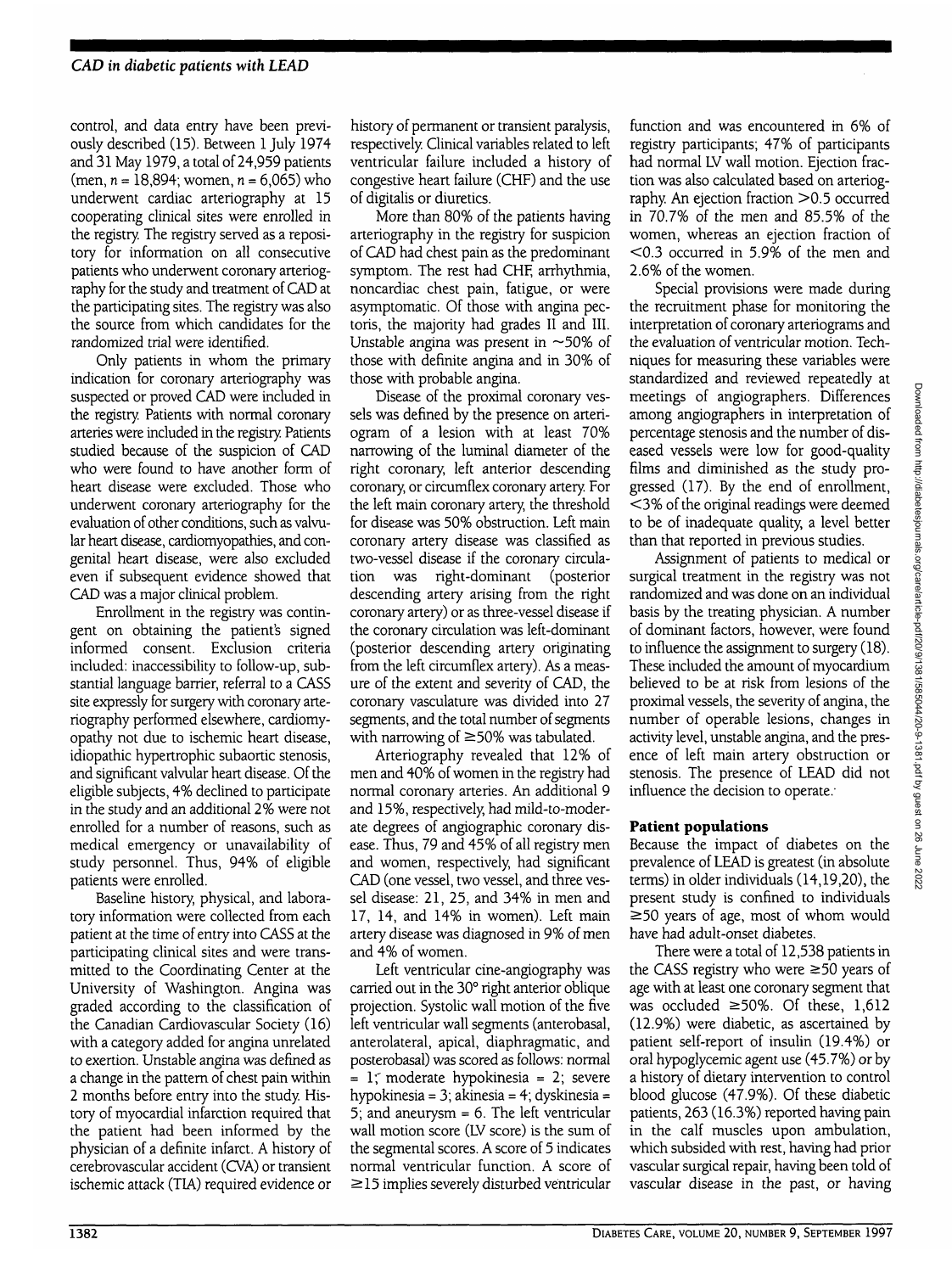control, and data entry have been previously described (15). Between 1 July 1974 and 31 May 1979, a total of 24,959 patients (men, $n = 18,894$; women, $n = 6,065$) who underwent cardiac arteriography at 15 cooperating clinical sites were enrolled in the registry. The registry served as a repository for information on all consecutive patients who underwent coronary arteriography for the study and treatment of CAD at the participating sites. The registry was also the source from which candidates for the randomized trial were identified.

Only patients in whom the primary indication for coronary arteriography was suspected or proved CAD were included in the registry. Patients with normal coronary arteries were included in the registry. Patients studied because of the suspicion of CAD who were found to have another form of heart disease were excluded. Those who underwent coronary arteriography for the evaluation of other conditions, such as valvular heart disease, cardiomyopathies, and congenital heart disease, were also excluded even if subsequent evidence showed that CAD was a major clinical problem.

Enrollment in the registry was contingent on obtaining the patient's signed informed consent. Exclusion criteria included: inaccessibility to follow-up, substantial language barrier, referral to a CASS site expressly for surgery with coronary arteriography performed elsewhere, cardiomyopathy not due to ischemic heart disease, idiopathic hypertrophic subaortic stenosis, and significant valvular heart disease. Of the eligible subjects, 4% declined to participate in the study and an additional 2% were not enrolled for a number of reasons, such as medical emergency or unavailability of study personnel. Thus, 94% of eligible patients were enrolled.

Baseline history, physical, and laboratory information were collected from each patient at the time of entry into CASS at the participating clinical sites and were transmitted to the Coordinating Center at the University of Washington. Angina was graded according to the classification of the Canadian Cardiovascular Society (16) with a category added for angina unrelated to exertion. Unstable angina was defined as a change in the pattern of chest pain within 2 months before entry into the study. History of myocardial infarction required that the patient had been informed by the physician of a definite infarct. A history of cerebrovascular accident (CVA) or transient ischemic attack (TIA) required evidence or history of permanent or transient paralysis, respectively. Clinical variables related to left ventricular failure included a history of congestive heart failure (CHF) and the use of digitalis or diuretics.

More than 80% of the patients having arteriography in the registry for suspicion of CAD had chest pain as the predominant symptom. The rest had CHF, arrhythmia, noncardiac chest pain, fatigue, or were asymptomatic. Of those with angina pectoris, the majority had grades II and III. Unstable angina was present in ~50% of those with definite angina and in 30% of those with probable angina.

Disease of the proximal coronary vessels was defined by the presence on arteriogram of a lesion with at least 70% narrowing of the luminal diameter of the right coronary, left anterior descending coronary, or circumflex coronary artery. For the left main coronary artery, the threshold for disease was 50% obstruction. Left main coronary artery disease was classified as two-vessel disease if the coronary circulation was right-dominant (posterior descending artery arising from the right coronary artery) or as three-vessel disease if the coronary circulation was left-dominant (posterior descending artery originating from the left circumflex artery). As a measure of the extent and severity of CAD, the coronary vasculature was divided into 27 segments, and the total number of segments with narrowing of ≥50% was tabulated.

Arteriography revealed that 12% of men and 40% of women in the registry had normal coronary arteries. An additional 9 and 15%, respectively, had mild-to-moderate degrees of angiographic coronary disease. Thus, 79 and 45% of all registry men and women, respectively, had significant CAD (one vessel, two vessel, and three vessel disease: 21, 25, and 34% in men and 17, 14, and 14% in women). Left main artery disease was diagnosed in 9% of men and 4% of women.

Left ventricular cine-angiography was carried out in the 30° right anterior oblique projection. Systolic wall motion of the five left ventricular wall segments (anterobasal, anterolateral, apical, diaphragmatic, and posterobasal) was scored as follows: normal = 1; moderate hypokinesia = 2; severe hypokinesia = 3; akinesia = 4; dyskinesia = 5; and aneurysm = 6. The left ventricular wall motion score (LV score) is the sum of the segmental scores. A score of 5 indicates normal ventricular function. A score of ≥15 implies severely disturbed ventricular function and was encountered in 6% of registry participants; 47% of participants had normal LV wall motion. Ejection fraction was also calculated based on arteriography. An ejection fraction >0.5 occurred in 70.7% of the men and 85.5% of the women, whereas an ejection fraction of <0.3 occurred in 5.9% of the men and 2.6% of the women.

Special provisions were made during the recruitment phase for monitoring the interpretation of coronary arteriograms and the evaluation of ventricular motion. Techniques for measuring these variables were standardized and reviewed repeatedly at meetings of angiographers. Differences among angiographers in interpretation of percentage stenosis and the number of diseased vessels were low for good-quality films and diminished as the study progressed (17). By the end of enrollment, <3% of the original readings were deemed to be of inadequate quality, a level better than that reported in previous studies.

Assignment of patients to medical or surgical treatment in the registry was not randomized and was done on an individual basis by the treating physician. A number of dominant factors, however, were found to influence the assignment to surgery (18). These included the amount of myocardium believed to be at risk from lesions of the proximal vessels, the severity of angina, the number of operable lesions, changes in activity level, unstable angina, and the presence of left main artery obstruction or stenosis. The presence of LEAD did not influence the decision to operate.

## Patient populations

Because the impact of diabetes on the prevalence of LEAD is greatest (in absolute terms) in older individuals (14,19,20), the present study is confined to individuals ≥50 years of age, most of whom would have had adult-onset diabetes.

There were a total of 12,538 patients in the CASS registry who were ≥50 years of age with at least one coronary segment that was occluded ≥50%. Of these, 1,612 (12.9%) were diabetic, as ascertained by patient self-report of insulin (19.4%) or oral hypoglycemic agent use (45.7%) or by a history of dietary intervention to control blood glucose (47.9%). Of these diabetic patients, 263 (16.3%) reported having pain in the calf muscles upon ambulation, which subsided with rest, having had prior vascular surgical repair, having been told of vascular disease in the past, or having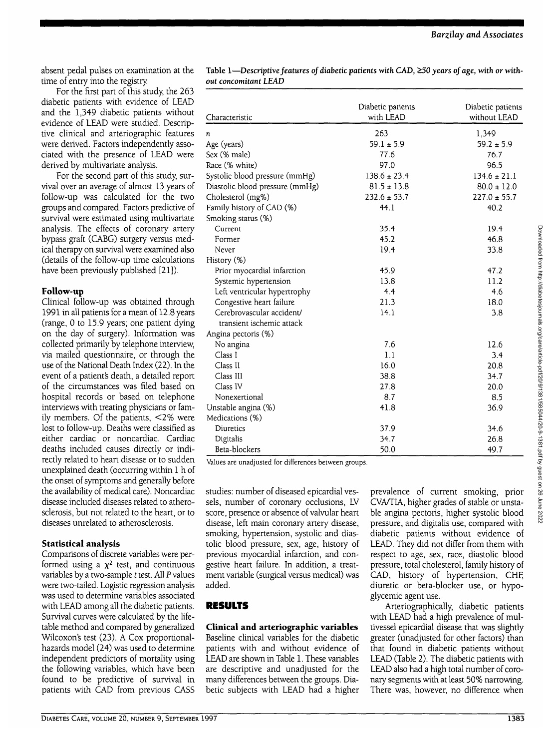absent pedal pulses on examination at the time of entry into the registry.

For the first part of this study, the 263 diabetic patients with evidence of LEAD and the 1,349 diabetic patients without evidence of LEAD were studied. Descriptive clinical and arteriographic features were derived. Factors independently associated with the presence of LEAD were derived by multivariate analysis.

For the second part of this study, survival over an average of almost 13 years of follow-up was calculated for the two groups and compared. Factors predictive of survival were estimated using multivariate analysis. The effects of coronary artery bypass graft (CABG) surgery versus medical therapy on survival were examined also (details of the follow-up time calculations have been previously published [21]).

### Follow-up

Clinical follow-up was obtained through 1991 in all patients for a mean of 12.8 years (range, 0 to 15.9 years; one patient dying on the day of surgery). Information was collected primarily by telephone interview, via mailed questionnaire, or through the use of the National Death Index (22). In the event of a patient's death, a detailed report of the circumstances was filed based on hospital records or based on telephone interviews with treating physicians or family members. Of the patients, <2% were lost to follow-up. Deaths were classified as either cardiac or noncardiac. Cardiac deaths included causes directly or indirectly related to heart disease or to sudden unexplained death (occurring within 1 h of the onset of symptoms and generally before the availability of medical care). Noncardiac disease included diseases related to atherosclerosis, but not related to the heart, or to diseases unrelated to atherosclerosis.

### Statistical analysis

Comparisons of discrete variables were performed using a $\chi^2$ test, and continuous variables by a two-sample *t* test. All *P* values were two-tailed. Logistic regression analysis was used to determine variables associated with LEAD among all the diabetic patients. Survival curves were calculated by the life-table method and compared by generalized Wilcoxon's test (23). A Cox proportional-hazards model (24) was used to determine independent predictors of mortality using the following variables, which have been found to be predictive of survival in patients with CAD from previous CASS studies: number of diseased epicardial vessels, number of coronary occlusions, LV score, presence or absence of valvular heart disease, left main coronary artery disease, smoking, hypertension, systolic and diastolic blood pressure, sex, age, history of previous myocardial infarction, and congestive heart failure. In addition, a treatment variable (surgical versus medical) was added.

**Table 1—***Descriptive features of diabetic patients with CAD, ≥50 years of age, with or without concomitant LEAD*

| Characteristic | Diabetic patients with LEAD | Diabetic patients without LEAD |
|---|---|---|
| *n* | 263 | 1,349 |
| Age (years) | 59.1 ± 5.9 | 59.2 ± 5.9 |
| Sex (% male) | 77.6 | 76.7 |
| Race (% white) | 97.0 | 96.5 |
| Systolic blood pressure (mmHg) | 138.6 ± 23.4 | 134.6 ± 21.1 |
| Diastolic blood pressure (mmHg) | 81.5 ± 13.8 | 80.0 ± 12.0 |
| Cholesterol (mg%) | 232.6 ± 53.7 | 227.0 ± 55.7 |
| Family history of CAD (%) | 44.1 | 40.2 |
| Smoking status (%) | | |
| Current | 35.4 | 19.4 |
| Former | 45.2 | 46.8 |
| Never | 19.4 | 33.8 |
| History (%) | | |
| Prior myocardial infarction | 45.9 | 47.2 |
| Systemic hypertension | 13.8 | 11.2 |
| Left ventricular hypertrophy | 4.4 | 4.6 |
| Congestive heart failure | 21.3 | 18.0 |
| Cerebrovascular accident/ transient ischemic attack | 14.1 | 3.8 |
| Angina pectoris (%) | | |
| No angina | 7.6 | 12.6 |
| Class I | 1.1 | 3.4 |
| Class II | 16.0 | 20.8 |
| Class III | 38.8 | 34.7 |
| Class IV | 27.8 | 20.0 |
| Nonexertional | 8.7 | 8.5 |
| Unstable angina (%) | 41.8 | 36.9 |
| Medications (%) | | |
| Diuretics | 37.9 | 34.6 |
| Digitalis | 34.7 | 26.8 |
| Beta-blockers | 50.0 | 49.7 |

Values are unadjusted for differences between groups.

## RESULTS

### Clinical and arteriographic variables

Baseline clinical variables for the diabetic patients with and without evidence of LEAD are shown in Table 1. These variables are descriptive and unadjusted for the many differences between the groups. Diabetic subjects with LEAD had a higher prevalence of current smoking, prior CVA/TIA, higher grades of stable or unstable angina pectoris, higher systolic blood pressure, and digitalis use, compared with diabetic patients without evidence of LEAD. They did not differ from them with respect to age, sex, race, diastolic blood pressure, total cholesterol, family history of CAD, history of hypertension, CHF, diuretic or beta-blocker use, or hypoglycemic agent use.

Arteriographically, diabetic patients with LEAD had a high prevalence of multivessel epicardial disease that was slightly greater (unadjusted for other factors) than that found in diabetic patients without LEAD (Table 2). The diabetic patients with LEAD also had a high total number of coronary segments with at least 50% narrowing. There was, however, no difference when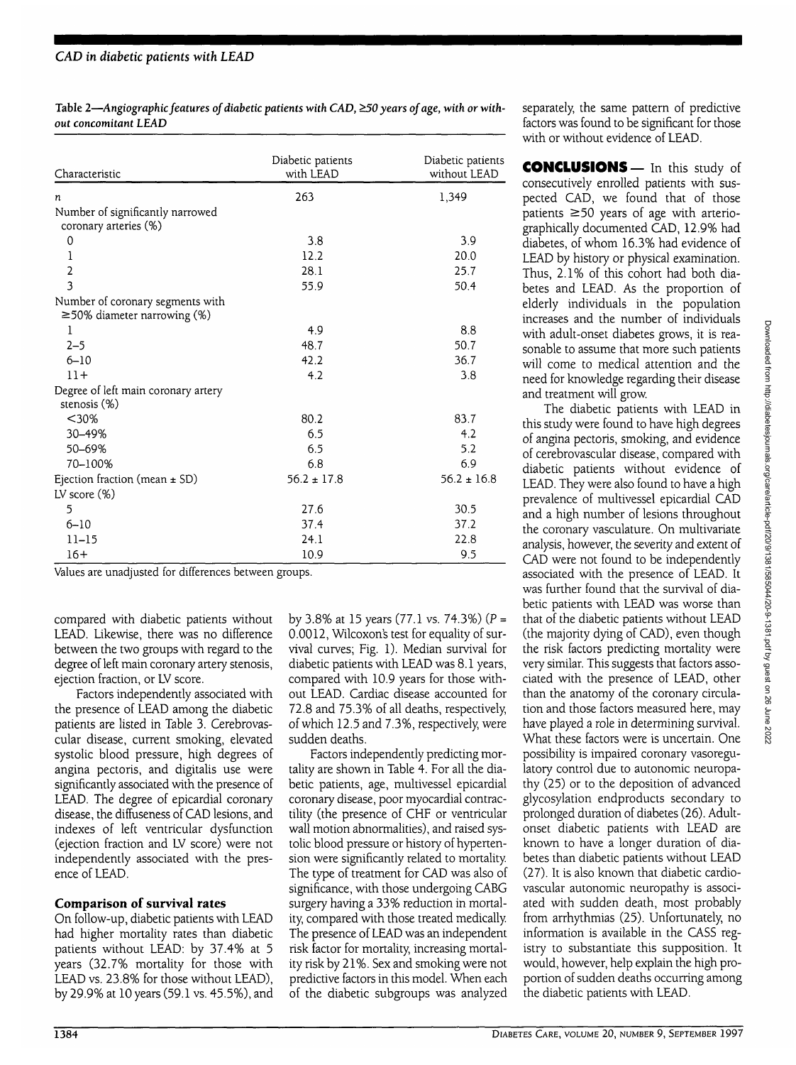**Table 2—Angiographic features of diabetic patients with CAD, ≥50 years of age, with or without concomitant LEAD**

| Characteristic | Diabetic patients with LEAD | Diabetic patients without LEAD |
|---|---|---|
| $n$ | 263 | 1,349 |
| Number of significantly narrowed coronary arteries (%) | | |
| 0 | 3.8 | 3.9 |
| 1 | 12.2 | 20.0 |
| 2 | 28.1 | 25.7 |
| 3 | 55.9 | 50.4 |
| Number of coronary segments with ≥50% diameter narrowing (%) | | |
| 1 | 4.9 | 8.8 |
| 2–5 | 48.7 | 50.7 |
| 6–10 | 42.2 | 36.7 |
| 11+ | 4.2 | 3.8 |
| Degree of left main coronary artery stenosis (%) | | |
| <30% | 80.2 | 83.7 |
| 30–49% | 6.5 | 4.2 |
| 50–69% | 6.5 | 5.2 |
| 70–100% | 6.8 | 6.9 |
| Ejection fraction (mean ± SD) | 56.2 ± 17.8 | 56.2 ± 16.8 |
| LV score (%) | | |
| 5 | 27.6 | 30.5 |
| 6–10 | 37.4 | 37.2 |
| 11–15 | 24.1 | 22.8 |
| 16+ | 10.9 | 9.5 |

Values are unadjusted for differences between groups.

compared with diabetic patients without LEAD. Likewise, there was no difference between the two groups with regard to the degree of left main coronary artery stenosis, ejection fraction, or LV score.

Factors independently associated with the presence of LEAD among the diabetic patients are listed in Table 3. Cerebrovascular disease, current smoking, elevated systolic blood pressure, high degrees of angina pectoris, and digitalis use were significantly associated with the presence of LEAD. The degree of epicardial coronary disease, the diffuseness of CAD lesions, and indexes of left ventricular dysfunction (ejection fraction and LV score) were not independently associated with the presence of LEAD.

### Comparison of survival rates

On follow-up, diabetic patients with LEAD had higher mortality rates than diabetic patients without LEAD: by 37.4% at 5 years (32.7% mortality for those with LEAD vs. 23.8% for those without LEAD), by 29.9% at 10 years (59.1 vs. 45.5%), and by 3.8% at 15 years (77.1 vs. 74.3%) ($P$ = 0.0012, Wilcoxon's test for equality of survival curves; Fig. 1). Median survival for diabetic patients with LEAD was 8.1 years, compared with 10.9 years for those without LEAD. Cardiac disease accounted for 72.8 and 75.3% of all deaths, respectively, of which 12.5 and 7.3%, respectively, were sudden deaths.

Factors independently predicting mortality are shown in Table 4. For all the diabetic patients, age, multivessel epicardial coronary disease, poor myocardial contractility (the presence of CHF or ventricular wall motion abnormalities), and raised systolic blood pressure or history of hypertension were significantly related to mortality. The type of treatment for CAD was also of significance, with those undergoing CABG surgery having a 33% reduction in mortality, compared with those treated medically. The presence of LEAD was an independent risk factor for mortality, increasing mortality risk by 21%. Sex and smoking were not predictive factors in this model. When each of the diabetic subgroups was analyzed separately, the same pattern of predictive factors was found to be significant for those with or without evidence of LEAD.

## CONCLUSIONS

In this study of consecutively enrolled patients with suspected CAD, we found that of those patients ≥50 years of age with arteriographically documented CAD, 12.9% had diabetes, of whom 16.3% had evidence of LEAD by history or physical examination. Thus, 2.1% of this cohort had both diabetes and LEAD. As the proportion of elderly individuals in the population increases and the number of individuals with adult-onset diabetes grows, it is reasonable to assume that more such patients will come to medical attention and the need for knowledge regarding their disease and treatment will grow.

The diabetic patients with LEAD in this study were found to have high degrees of angina pectoris, smoking, and evidence of cerebrovascular disease, compared with diabetic patients without evidence of LEAD. They were also found to have a high prevalence of multivessel epicardial CAD and a high number of lesions throughout the coronary vasculature. On multivariate analysis, however, the severity and extent of CAD were not found to be independently associated with the presence of LEAD. It was further found that the survival of diabetic patients with LEAD was worse than that of the diabetic patients without LEAD (the majority dying of CAD), even though the risk factors predicting mortality were very similar. This suggests that factors associated with the presence of LEAD, other than the anatomy of the coronary circulation and those factors measured here, may have played a role in determining survival. What these factors were is uncertain. One possibility is impaired coronary vasoregulatory control due to autonomic neuropathy (25) or to the deposition of advanced glycosylation endproducts secondary to prolonged duration of diabetes (26). Adult-onset diabetic patients with LEAD are known to have a longer duration of diabetes than diabetic patients without LEAD (27). It is also known that diabetic cardiovascular autonomic neuropathy is associated with sudden death, most probably from arrhythmias (25). Unfortunately, no information is available in the CASS registry to substantiate this supposition. It would, however, help explain the high proportion of sudden deaths occurring among the diabetic patients with LEAD.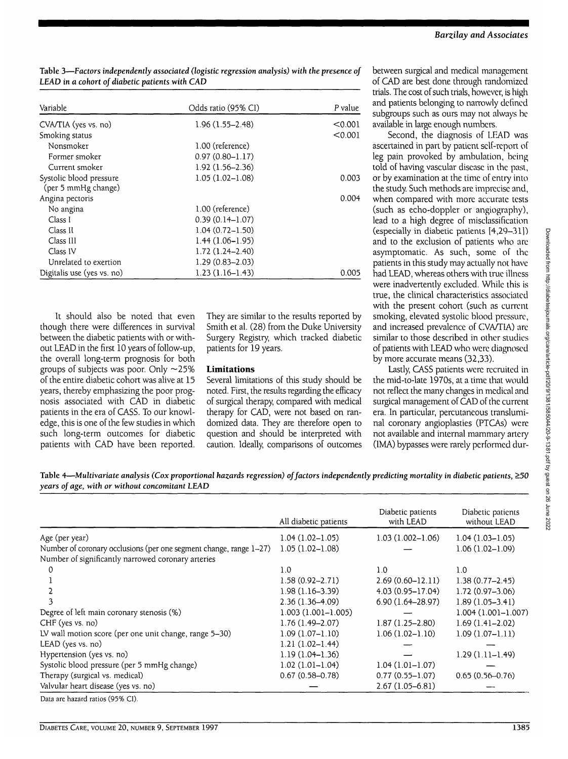**Table 3—*Factors independently associated (logistic regression analysis) with the presence of LEAD in a cohort of diabetic patients with CAD***

| Variable | Odds ratio (95% CI) | *P* value |
|---|---|---|
| CVA/TIA (yes vs. no) | 1.96 (1.55–2.48) | <0.001 |
| Smoking status | | <0.001 |
| Nonsmoker | 1.00 (reference) | |
| Former smoker | 0.97 (0.80–1.17) | |
| Current smoker | 1.92 (1.56–2.36) | |
| Systolic blood pressure (per 5 mmHg change) | 1.05 (1.02–1.08) | 0.003 |
| Angina pectoris | | 0.004 |
| No angina | 1.00 (reference) | |
| Class I | 0.39 (0.14–1.07) | |
| Class II | 1.04 (0.72–1.50) | |
| Class III | 1.44 (1.06–1.95) | |
| Class IV | 1.72 (1.24–2.40) | |
| Unrelated to exertion | 1.29 (0.83–2.03) | |
| Digitalis use (yes vs. no) | 1.23 (1.16–1.43) | 0.005 |

It should also be noted that even though there were differences in survival between the diabetic patients with or without LEAD in the first 10 years of follow-up, the overall long-term prognosis for both groups of subjects was poor. Only ~25% of the entire diabetic cohort was alive at 15 years, thereby emphasizing the poor prognosis associated with CAD in diabetic patients in the era of CASS. To our knowledge, this is one of the few studies in which such long-term outcomes for diabetic patients with CAD have been reported. They are similar to the results reported by Smith et al. (28) from the Duke University Surgery Registry, which tracked diabetic patients for 19 years.

## Limitations

Several limitations of this study should be noted. First, the results regarding the efficacy of surgical therapy, compared with medical therapy for CAD, were not based on randomized data. They are therefore open to question and should be interpreted with caution. Ideally, comparisons of outcomes between surgical and medical management of CAD are best done through randomized trials. The cost of such trials, however, is high and patients belonging to narrowly defined subgroups such as ours may not always be available in large enough numbers.

Second, the diagnosis of LEAD was ascertained in part by patient self-report of leg pain provoked by ambulation, being told of having vascular disease in the past, or by examination at the time of entry into the study. Such methods are imprecise and, when compared with more accurate tests (such as echo-doppler or angiography), lead to a high degree of misclassification (especially in diabetic patients [4,29–31]) and to the exclusion of patients who are asymptomatic. As such, some of the patients in this study may actually not have had LEAD, whereas others with true illness were inadvertently excluded. While this is true, the clinical characteristics associated with the present cohort (such as current smoking, elevated systolic blood pressure, and increased prevalence of CVA/TIA) are similar to those described in other studies of patients with LEAD who were diagnosed by more accurate means (32,33).

Lastly, CASS patients were recruited in the mid-to-late 1970s, at a time that would not reflect the many changes in medical and surgical management of CAD of the current era. In particular, percutaneous transluminal coronary angioplasties (PTCAs) were not available and internal mammary artery (IMA) bypasses were rarely performed dur-

**Table 4—*Multivariate analysis (Cox proportional hazards regression) of factors independently predicting mortality in diabetic patients, ≥50 years of age, with or without concomitant LEAD***

| | All diabetic patients | Diabetic patients with LEAD | Diabetic patients without LEAD |
|---|---|---|---|
| Age (per year) | 1.04 (1.02–1.05) | 1.03 (1.002–1.06) | 1.04 (1.03–1.05) |
| Number of coronary occlusions (per one segment change, range 1–27) | 1.05 (1.02–1.08) | — | 1.06 (1.02–1.09) |
| Number of significantly narrowed coronary arteries | | | |
| 0 | 1.0 | 1.0 | 1.0 |
| 1 | 1.58 (0.92–2.71) | 2.69 (0.60–12.11) | 1.38 (0.77–2.45) |
| 2 | 1.98 (1.16–3.39) | 4.03 (0.95–17.04) | 1.72 (0.97–3.06) |
| 3 | 2.36 (1.36–4.09) | 6.90 (1.64–28.97) | 1.89 (1.05–3.41) |
| Degree of left main coronary stenosis (%) | 1.003 (1.001–1.005) | — | 1.004 (1.001–1.007) |
| CHF (yes vs. no) | 1.76 (1.49–2.07) | 1.87 (1.25–2.80) | 1.69 (1.41–2.02) |
| LV wall motion score (per one unit change, range 5–30) | 1.09 (1.07–1.10) | 1.06 (1.02–1.10) | 1.09 (1.07–1.11) |
| LEAD (yes vs. no) | 1.21 (1.02–1.44) | — | — |
| Hypertension (yes vs. no) | 1.19 (1.04–1.36) | — | 1.29 (1.11–1.49) |
| Systolic blood pressure (per 5 mmHg change) | 1.02 (1.01–1.04) | 1.04 (1.01–1.07) | — |
| Therapy (surgical vs. medical) | 0.67 (0.58–0.78) | 0.77 (0.55–1.07) | 0.65 (0.56–0.76) |
| Valvular heart disease (yes vs. no) | — | 2.67 (1.05–6.81) | — |

Data are hazard ratios (95% CI).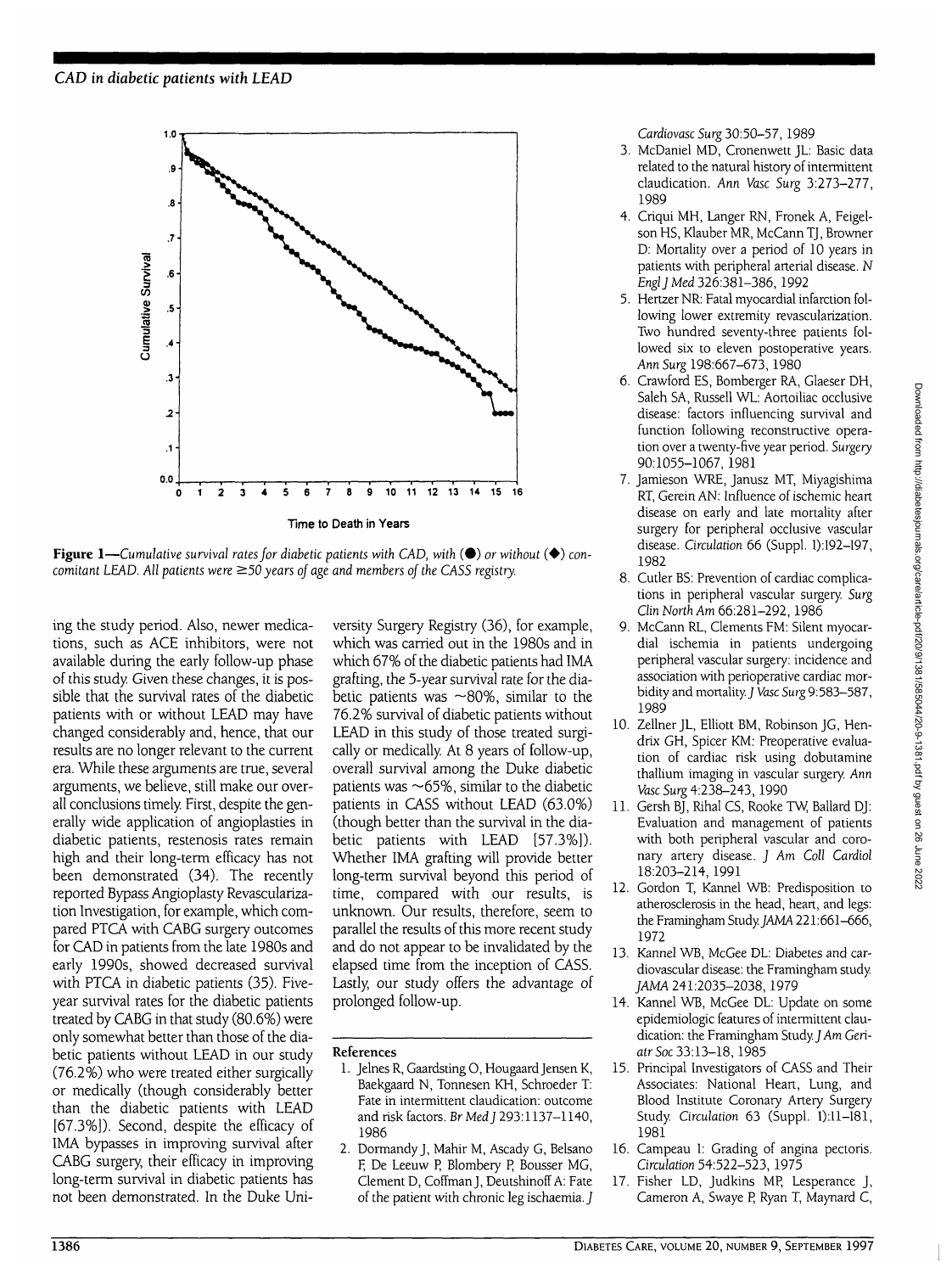1.0
.9
.8
.7
.6
.5
.4
.3
.2
.1
0.0

Cumulative Survival

0 1 2 3 4 5 6 7 8 9 10 11 12 13 14 15 16

Time to Death in Years

**Figure 1**—*Cumulative survival rates for diabetic patients with CAD, with (●) or without (◆) concomitant LEAD. All patients were ≥50 years of age and members of the CASS registry.*

ing the study period. Also, newer medications, such as ACE inhibitors, were not available during the early follow-up phase of this study. Given these changes, it is possible that the survival rates of the diabetic patients with or without LEAD may have changed considerably and, hence, that our results are no longer relevant to the current era. While these arguments are true, several arguments, we believe, still make our overall conclusions timely. First, despite the generally wide application of angioplasties in diabetic patients, restenosis rates remain high and their long-term efficacy has not been demonstrated (34). The recently reported Bypass Angioplasty Revascularization Investigation, for example, which compared PTCA with CABG surgery outcomes for CAD in patients from the late 1980s and early 1990s, showed decreased survival with PTCA in diabetic patients (35). Five-year survival rates for the diabetic patients treated by CABG in that study (80.6%) were only somewhat better than those of the diabetic patients without LEAD in our study (76.2%) who were treated either surgically or medically (though considerably better than the diabetic patients with LEAD [67.3%]). Second, despite the efficacy of IMA bypasses in improving survival after CABG surgery, their efficacy in improving long-term survival in diabetic patients has not been demonstrated. In the Duke University Surgery Registry (36), for example, which was carried out in the 1980s and in which 67% of the diabetic patients had IMA grafting, the 5-year survival rate for the diabetic patients was ~80%, similar to the 76.2% survival of diabetic patients without LEAD in this study of those treated surgically or medically. At 8 years of follow-up, overall survival among the Duke diabetic patients was ~65%, similar to the diabetic patients in CASS without LEAD (63.0%) (though better than the survival in the diabetic patients with LEAD [57.3%]). Whether IMA grafting will provide better long-term survival beyond this period of time, compared with our results, is unknown. Our results, therefore, seem to parallel the results of this more recent study and do not appear to be invalidated by the elapsed time from the inception of CASS. Lastly, our study offers the advantage of prolonged follow-up.

## References

1. Jelnes R, Gaardsting O, Hougaard Jensen K, Baekgaard N, Tonnesen KH, Schroeder T: Fate in intermittent claudication: outcome and risk factors. *Br Med J* 293:1137–1140, 1986
2. Dormandy J, Mahir M, Ascady G, Belsano F, De Leeuw P, Blombery P, Bousser MG, Clement D, Coffman J, Deutshinoff A: Fate of the patient with chronic leg ischaemia. *J Cardiovasc Surg* 30:50–57, 1989
3. McDaniel MD, Cronenwett JL: Basic data related to the natural history of intermittent claudication. *Ann Vasc Surg* 3:273–277, 1989
4. Criqui MH, Langer RN, Fronek A, Feigelson HS, Klauber MR, McCann TJ, Browner D: Mortality over a period of 10 years in patients with peripheral arterial disease. *N Engl J Med* 326:381–386, 1992
5. Hertzer NR: Fatal myocardial infarction following lower extremity revascularization. Two hundred seventy-three patients followed six to eleven postoperative years. *Ann Surg* 198:667–673, 1980
6. Crawford ES, Bomberger RA, Glaeser DH, Saleh SA, Russell WL: Aortoiliac occlusive disease: factors influencing survival and function following reconstructive operation over a twenty-five year period. *Surgery* 90:1055–1067, 1981
7. Jamieson WRE, Janusz MT, Miyagishima RT, Gerein AN: Influence of ischemic heart disease on early and late mortality after surgery for peripheral occlusive vascular disease. *Circulation* 66 (Suppl. I):I92–I97, 1982
8. Cutler BS: Prevention of cardiac complications in peripheral vascular surgery. *Surg Clin North Am* 66:281–292, 1986
9. McCann RL, Clements FM: Silent myocardial ischemia in patients undergoing peripheral vascular surgery: incidence and association with perioperative cardiac morbidity and mortality. *J Vasc Surg* 9:583–587, 1989
10. Zellner JL, Elliott BM, Robinson JG, Hendrix GH, Spicer KM: Preoperative evaluation of cardiac risk using dobutamine thallium imaging in vascular surgery. *Ann Vasc Surg* 4:238–243, 1990
11. Gersh BJ, Rihal CS, Rooke TW, Ballard DJ: Evaluation and management of patients with both peripheral vascular and coronary artery disease. *J Am Coll Cardiol* 18:203–214, 1991
12. Gordon T, Kannel WB: Predisposition to atherosclerosis in the head, heart, and legs: the Framingham Study. *JAMA* 221:661–666, 1972
13. Kannel WB, McGee DL: Diabetes and cardiovascular disease: the Framingham study. *JAMA* 241:2035–2038, 1979
14. Kannel WB, McGee DL: Update on some epidemiologic features of intermittent claudication: the Framingham Study. *J Am Geriatr Soc* 33:13–18, 1985
15. Principal Investigators of CASS and Their Associates: National Heart, Lung, and Blood Institute Coronary Artery Surgery Study. *Circulation* 63 (Suppl. I):I1–I81, 1981
16. Campeau l: Grading of angina pectoris. *Circulation* 54:522–523, 1975
17. Fisher LD, Judkins MP, Lesperance J, Cameron A, Swaye P, Ryan T, Maynard C,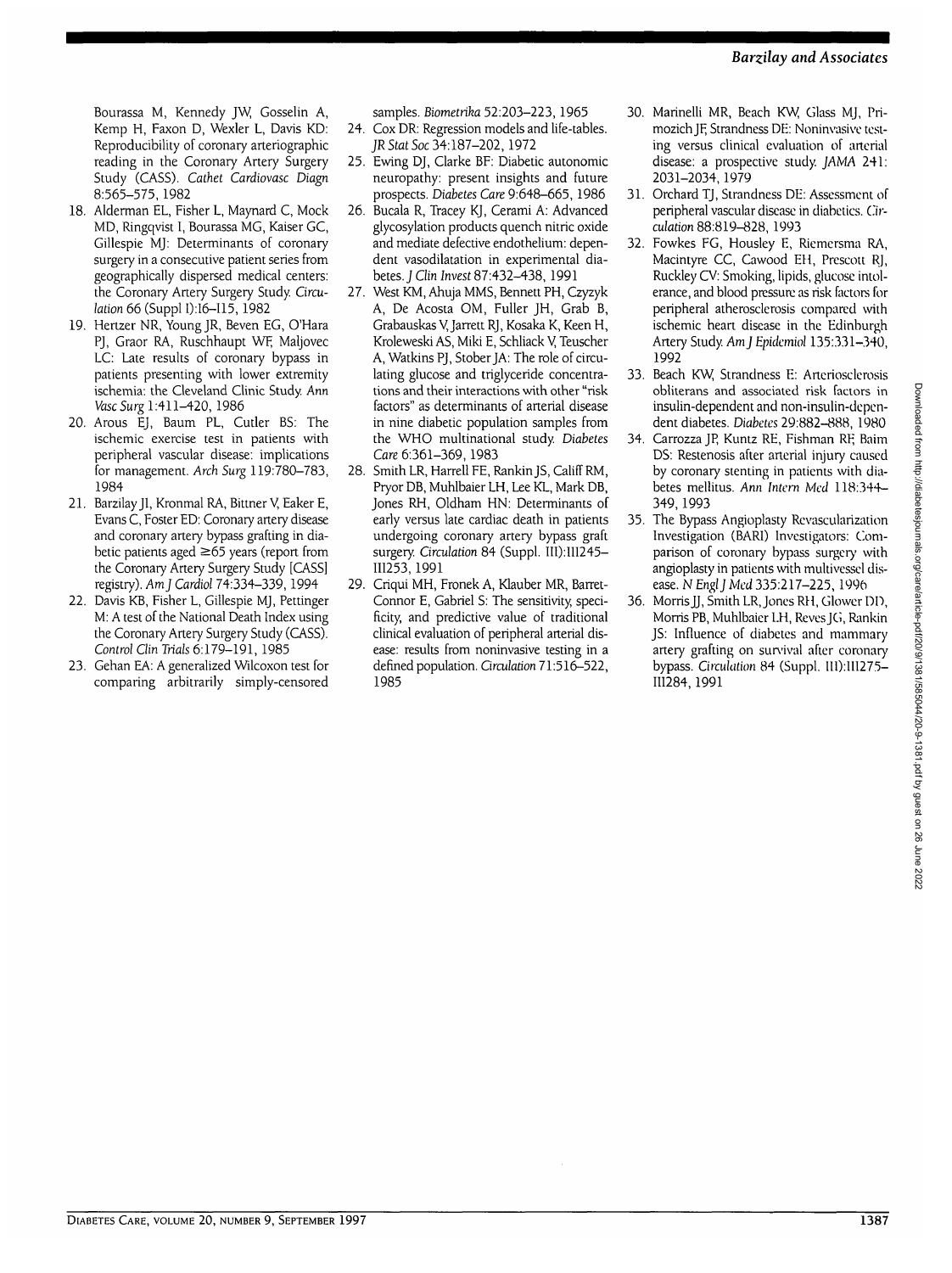Bourassa M, Kennedy JW, Gosselin A, Kemp H, Faxon D, Wexler L, Davis KD: Reproducibility of coronary arteriographic reading in the Coronary Artery Surgery Study (CASS). *Cathet Cardiovasc Diagn* 8:565–575, 1982

18. Alderman EL, Fisher L, Maynard C, Mock MD, Ringqvist I, Bourassa MG, Kaiser GC, Gillespie MJ: Determinants of coronary surgery in a consecutive patient series from geographically dispersed medical centers: the Coronary Artery Surgery Study. *Circulation* 66 (Suppl I):I6–I15, 1982
19. Hertzer NR, Young JR, Beven EG, O'Hara PJ, Graor RA, Ruschhaupt WF, Maljovec LC: Late results of coronary bypass in patients presenting with lower extremity ischemia: the Cleveland Clinic Study. *Ann Vasc Surg* 1:411–420, 1986
20. Arous EJ, Baum PL, Cutler BS: The ischemic exercise test in patients with peripheral vascular disease: implications for management. *Arch Surg* 119:780–783, 1984
21. Barzilay JI, Kronmal RA, Bittner V, Eaker E, Evans C, Foster ED: Coronary artery disease and coronary artery bypass grafting in diabetic patients aged ≥65 years (report from the Coronary Artery Surgery Study [CASS] registry). *Am J Cardiol* 74:334–339, 1994
22. Davis KB, Fisher L, Gillespie MJ, Pettinger M: A test of the National Death Index using the Coronary Artery Surgery Study (CASS). *Control Clin Trials* 6:179–191, 1985
23. Gehan EA: A generalized Wilcoxon test for comparing arbitrarily simply-censored samples. *Biometrika* 52:203–223, 1965
24. Cox DR: Regression models and life-tables. *J R Stat Soc* 34:187–202, 1972
25. Ewing DJ, Clarke BF: Diabetic autonomic neuropathy: present insights and future prospects. *Diabetes Care* 9:648–665, 1986
26. Bucala R, Tracey KJ, Cerami A: Advanced glycosylation products quench nitric oxide and mediate defective endothelium: dependent vasodilatation in experimental diabetes. *J Clin Invest* 87:432–438, 1991
27. West KM, Ahuja MMS, Bennett PH, Czyzyk A, De Acosta OM, Fuller JH, Grab B, Grabauskas V, Jarrett RJ, Kosaka K, Keen H, Kroleweski AS, Miki E, Schliack V, Teuscher A, Watkins PJ, Stober JA: The role of circulating glucose and triglyceride concentrations and their interactions with other "risk factors" as determinants of arterial disease in nine diabetic population samples from the WHO multinational study. *Diabetes Care* 6:361–369, 1983
28. Smith LR, Harrell FE, Rankin JS, Califf RM, Pryor DB, Muhlbaier LH, Lee KL, Mark DB, Jones RH, Oldham HN: Determinants of early versus late cardiac death in patients undergoing coronary artery bypass graft surgery. *Circulation* 84 (Suppl. III):III245–III253, 1991
29. Criqui MH, Fronek A, Klauber MR, Barret-Connor E, Gabriel S: The sensitivity, specificity, and predictive value of traditional clinical evaluation of peripheral arterial disease: results from noninvasive testing in a defined population. *Circulation* 71:516–522, 1985
30. Marinelli MR, Beach KW, Glass MJ, Primozich JF, Strandness DE: Noninvasive testing versus clinical evaluation of arterial disease: a prospective study. *JAMA* 241: 2031–2034, 1979
31. Orchard TJ, Strandness DE: Assessment of peripheral vascular disease in diabetics. *Circulation* 88:819–828, 1993
32. Fowkes FG, Housley E, Riemersma RA, Macintyre CC, Cawood EH, Prescott RJ, Ruckley CV: Smoking, lipids, glucose intolerance, and blood pressure as risk factors for peripheral atherosclerosis compared with ischemic heart disease in the Edinburgh Artery Study. *Am J Epidemiol* 135:331–340, 1992
33. Beach KW, Strandness E: Arteriosclerosis obliterans and associated risk factors in insulin-dependent and non-insulin-dependent diabetes. *Diabetes* 29:882–888, 1980
34. Carrozza JP, Kuntz RE, Fishman RF, Baim DS: Restenosis after arterial injury caused by coronary stenting in patients with diabetes mellitus. *Ann Intern Med* 118:344–349, 1993
35. The Bypass Angioplasty Revascularization Investigation (BARI) Investigators: Comparison of coronary bypass surgery with angioplasty in patients with multivessel disease. *N Engl J Med* 335:217–225, 1996
36. Morris JJ, Smith LR, Jones RH, Glower DD, Morris PB, Muhlbaier LH, Reves JG, Rankin JS: Influence of diabetes and mammary artery grafting on survival after coronary bypass. *Circulation* 84 (Suppl. III):III275–III284, 1991